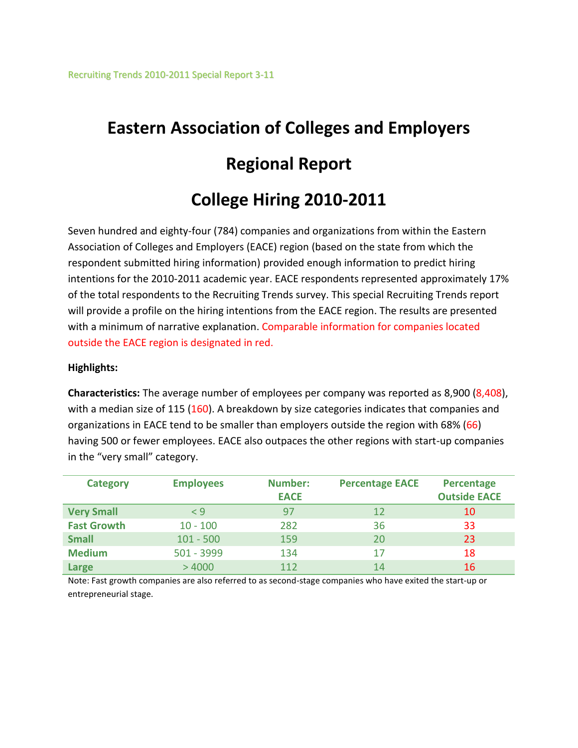Recruiting Trends 2010-2011 Special Report 3-11

# Eastern Association of Colleges and Employers

# Regional Report

# College Hiring 2010-2011

Seven hundred and eighty-four (784) companies and organizations from within the Eastern Association of Colleges and Employers (EACE) region (based on the state from which the respondent submitted hiring information) provided enough information to predict hiring intentions for the 2010-2011 academic year. EACE respondents represented approximately 17% of the total respondents to the Recruiting Trends survey. This special Recruiting Trends report will provide a profile on the hiring intentions from the EACE region. The results are presented with a minimum of narrative explanation. Comparable information for companies located outside the EACE region is designated in red.

**Highlights:**

**Characteristics:** The average number of employees per company was reported as 8,900 (8,408), with a median size of 115 (160). A breakdown by size categories indicates that companies and organizations in EACE tend to be smaller than employers outside the region with 68% (66) having 500 or fewer employees. EACE also outpaces the other regions with start-up companies in the "very small" category.

| Category | Employees | Number: EACE | Percentage EACE | Percentage Outside EACE |
|---|---|---|---|---|
| Very Small | < 9 | 97 | 12 | 10 |
| Fast Growth | 10 - 100 | 282 | 36 | 33 |
| Small | 101 - 500 | 159 | 20 | 23 |
| Medium | 501 - 3999 | 134 | 17 | 18 |
| Large | > 4000 | 112 | 14 | 16 |

Note: Fast growth companies are also referred to as second-stage companies who have exited the start-up or entrepreneurial stage.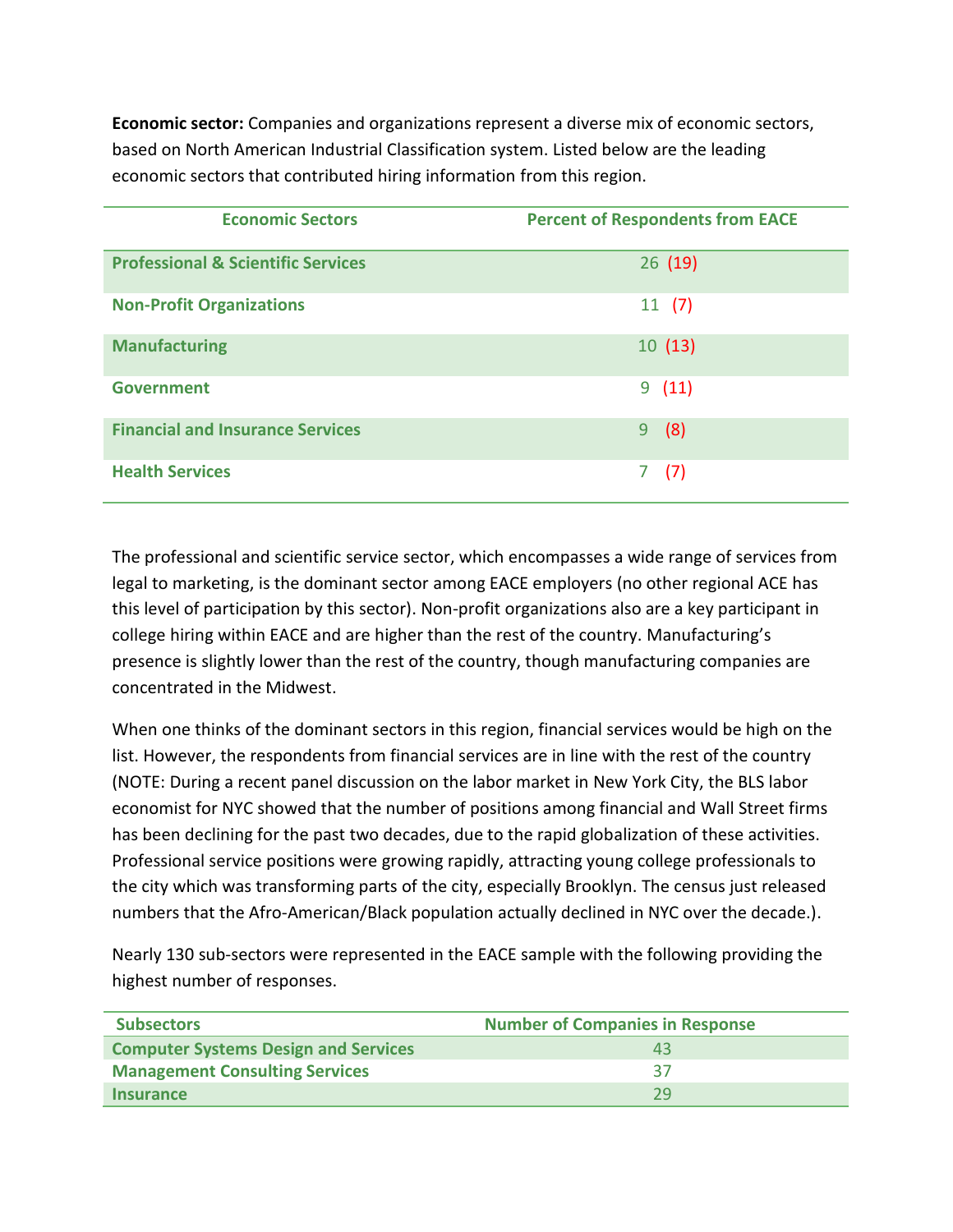**Economic sector:** Companies and organizations represent a diverse mix of economic sectors, based on North American Industrial Classification system. Listed below are the leading economic sectors that contributed hiring information from this region.

| Economic Sectors | Percent of Respondents from EACE |
|---|---|
| **Professional & Scientific Services** | 26 (19) |
| **Non-Profit Organizations** | 11 (7) |
| **Manufacturing** | 10 (13) |
| **Government** | 9 (11) |
| **Financial and Insurance Services** | 9 (8) |
| **Health Services** | 7 (7) |

The professional and scientific service sector, which encompasses a wide range of services from legal to marketing, is the dominant sector among EACE employers (no other regional ACE has this level of participation by this sector). Non-profit organizations also are a key participant in college hiring within EACE and are higher than the rest of the country. Manufacturing's presence is slightly lower than the rest of the country, though manufacturing companies are concentrated in the Midwest.

When one thinks of the dominant sectors in this region, financial services would be high on the list. However, the respondents from financial services are in line with the rest of the country (NOTE: During a recent panel discussion on the labor market in New York City, the BLS labor economist for NYC showed that the number of positions among financial and Wall Street firms has been declining for the past two decades, due to the rapid globalization of these activities. Professional service positions were growing rapidly, attracting young college professionals to the city which was transforming parts of the city, especially Brooklyn. The census just released numbers that the Afro-American/Black population actually declined in NYC over the decade.).

Nearly 130 sub-sectors were represented in the EACE sample with the following providing the highest number of responses.

| Subsectors | Number of Companies in Response |
|---|---|
| **Computer Systems Design and Services** | 43 |
| **Management Consulting Services** | 37 |
| **Insurance** | 29 |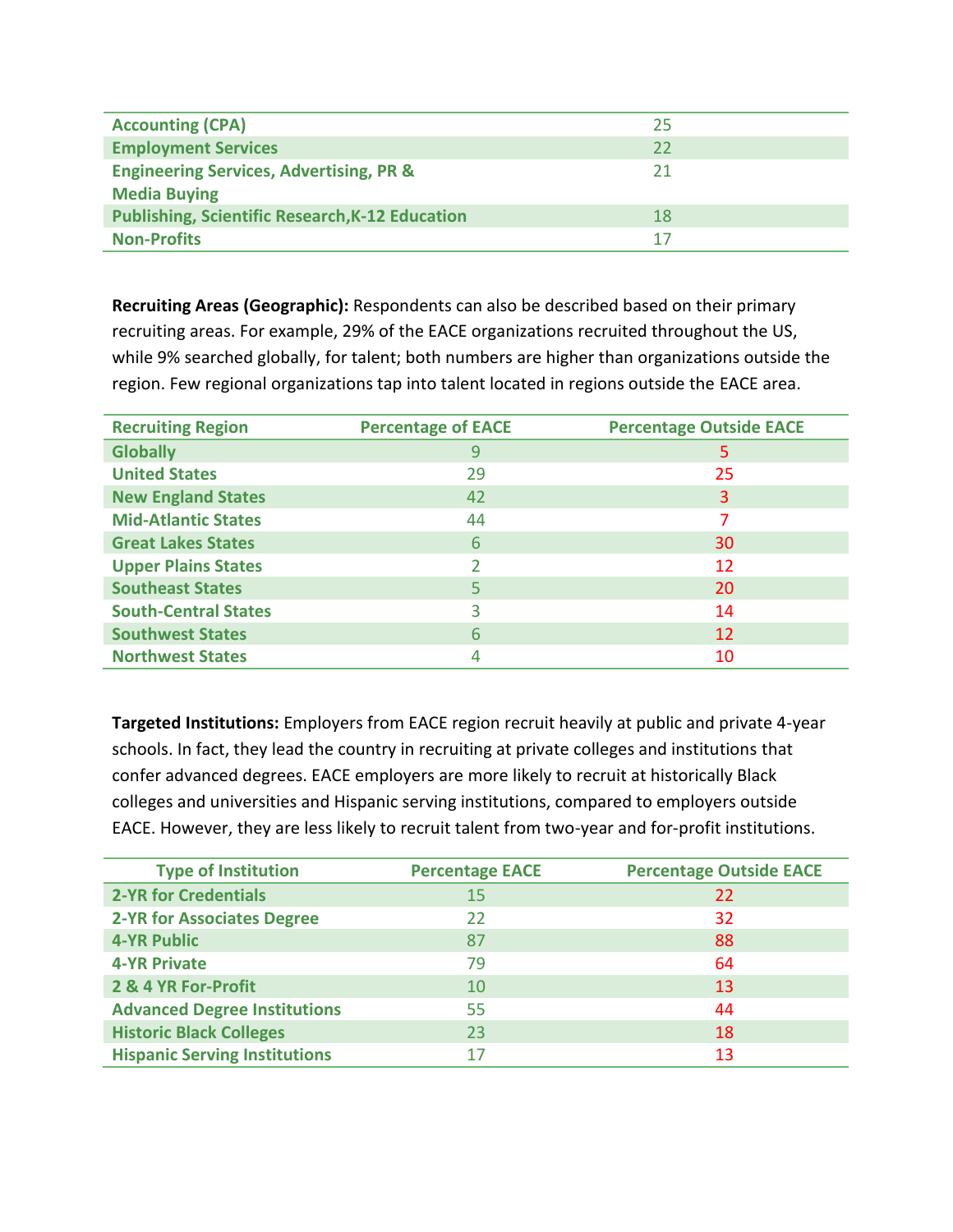| | |
|---|---|
| **Accounting (CPA)** | 25 |
| **Employment Services** | 22 |
| **Engineering Services, Advertising, PR & Media Buying** | 21 |
| **Publishing, Scientific Research,K-12 Education** | 18 |
| **Non-Profits** | 17 |

**Recruiting Areas (Geographic):** Respondents can also be described based on their primary recruiting areas. For example, 29% of the EACE organizations recruited throughout the US, while 9% searched globally, for talent; both numbers are higher than organizations outside the region. Few regional organizations tap into talent located in regions outside the EACE area.

| Recruiting Region | Percentage of EACE | Percentage Outside EACE |
|---|---|---|
| **Globally** | 9 | 5 |
| **United States** | 29 | 25 |
| **New England States** | 42 | 3 |
| **Mid-Atlantic States** | 44 | 7 |
| **Great Lakes States** | 6 | 30 |
| **Upper Plains States** | 2 | 12 |
| **Southeast States** | 5 | 20 |
| **South-Central States** | 3 | 14 |
| **Southwest States** | 6 | 12 |
| **Northwest States** | 4 | 10 |

**Targeted Institutions:** Employers from EACE region recruit heavily at public and private 4-year schools. In fact, they lead the country in recruiting at private colleges and institutions that confer advanced degrees. EACE employers are more likely to recruit at historically Black colleges and universities and Hispanic serving institutions, compared to employers outside EACE. However, they are less likely to recruit talent from two-year and for-profit institutions.

| Type of Institution | Percentage EACE | Percentage Outside EACE |
|---|---|---|
| **2-YR for Credentials** | 15 | 22 |
| **2-YR for Associates Degree** | 22 | 32 |
| **4-YR Public** | 87 | 88 |
| **4-YR Private** | 79 | 64 |
| **2 & 4 YR For-Profit** | 10 | 13 |
| **Advanced Degree Institutions** | 55 | 44 |
| **Historic Black Colleges** | 23 | 18 |
| **Hispanic Serving Institutions** | 17 | 13 |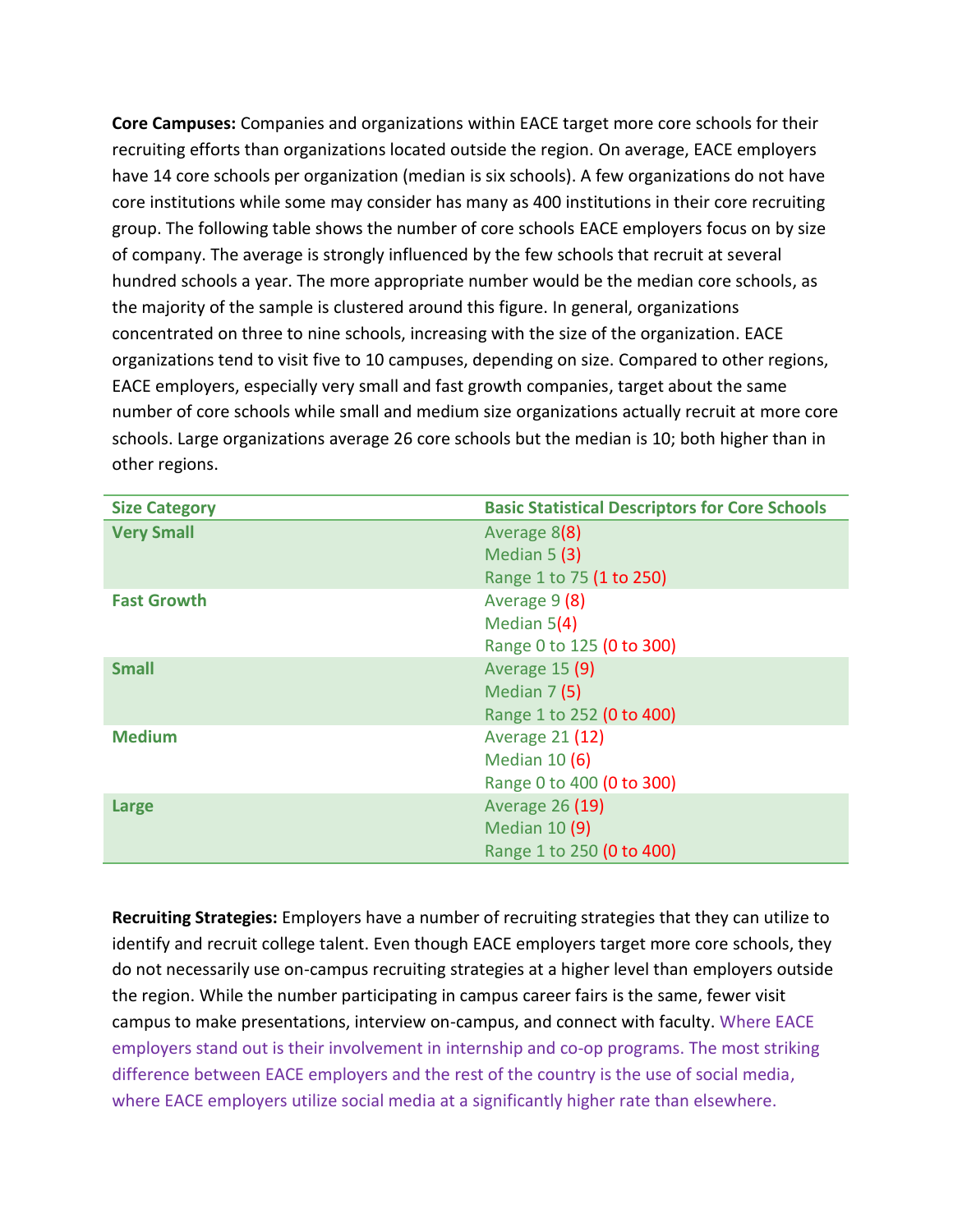**Core Campuses:** Companies and organizations within EACE target more core schools for their recruiting efforts than organizations located outside the region. On average, EACE employers have 14 core schools per organization (median is six schools). A few organizations do not have core institutions while some may consider has as many as 400 institutions in their core recruiting group. The following table shows the number of core schools EACE employers focus on by size of company. The average is strongly influenced by the few schools that recruit at several hundred schools a year. The more appropriate number would be the median core schools, as the majority of the sample is clustered around this figure. In general, organizations concentrated on three to nine schools, increasing with the size of the organization. EACE organizations tend to visit five to 10 campuses, depending on size. Compared to other regions, EACE employers, especially very small and fast growth companies, target about the same number of core schools while small and medium size organizations actually recruit at more core schools. Large organizations average 26 core schools but the median is 10; both higher than in other regions.

| Size Category | Basic Statistical Descriptors for Core Schools |
|---|---|
| **Very Small** | Average 8(8)<br>Median 5 (3)<br>Range 1 to 75 (1 to 250) |
| **Fast Growth** | Average 9 (8)<br>Median 5(4)<br>Range 0 to 125 (0 to 300) |
| **Small** | Average 15 (9)<br>Median 7 (5)<br>Range 1 to 252 (0 to 400) |
| **Medium** | Average 21 (12)<br>Median 10 (6)<br>Range 0 to 400 (0 to 300) |
| **Large** | Average 26 (19)<br>Median 10 (9)<br>Range 1 to 250 (0 to 400) |

**Recruiting Strategies:** Employers have a number of recruiting strategies that they can utilize to identify and recruit college talent. Even though EACE employers target more core schools, they do not necessarily use on-campus recruiting strategies at a higher level than employers outside the region. While the number participating in campus career fairs is the same, fewer visit campus to make presentations, interview on-campus, and connect with faculty. Where EACE employers stand out is their involvement in internship and co-op programs. The most striking difference between EACE employers and the rest of the country is the use of social media, where EACE employers utilize social media at a significantly higher rate than elsewhere.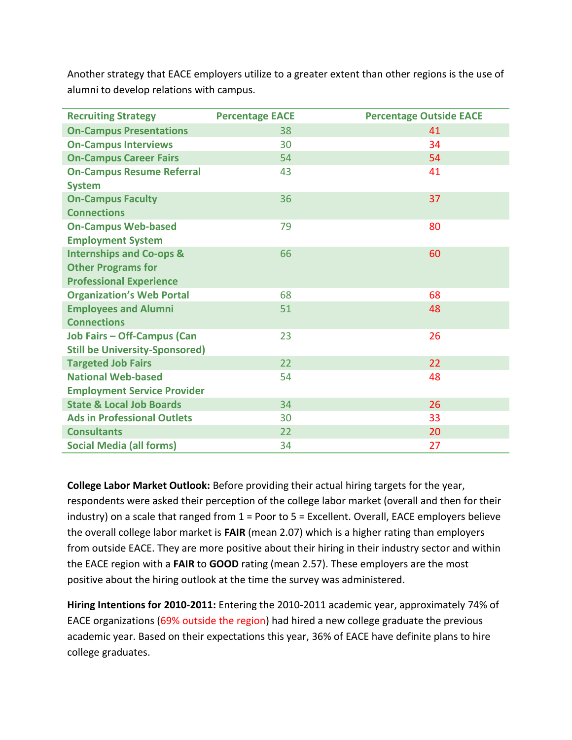Another strategy that EACE employers utilize to a greater extent than other regions is the use of alumni to develop relations with campus.

| Recruiting Strategy | Percentage EACE | Percentage Outside EACE |
|---|---|---|
| On-Campus Presentations | 38 | 41 |
| On-Campus Interviews | 30 | 34 |
| On-Campus Career Fairs | 54 | 54 |
| On-Campus Resume Referral System | 43 | 41 |
| On-Campus Faculty Connections | 36 | 37 |
| On-Campus Web-based Employment System | 79 | 80 |
| Internships and Co-ops & Other Programs for Professional Experience | 66 | 60 |
| Organization's Web Portal | 68 | 68 |
| Employees and Alumni Connections | 51 | 48 |
| Job Fairs – Off-Campus (Can Still be University-Sponsored) | 23 | 26 |
| Targeted Job Fairs | 22 | 22 |
| National Web-based Employment Service Provider | 54 | 48 |
| State & Local Job Boards | 34 | 26 |
| Ads in Professional Outlets | 30 | 33 |
| Consultants | 22 | 20 |
| Social Media (all forms) | 34 | 27 |

**College Labor Market Outlook:** Before providing their actual hiring targets for the year, respondents were asked their perception of the college labor market (overall and then for their industry) on a scale that ranged from 1 = Poor to 5 = Excellent. Overall, EACE employers believe the overall college labor market is **FAIR** (mean 2.07) which is a higher rating than employers from outside EACE. They are more positive about their hiring in their industry sector and within the EACE region with a **FAIR** to **GOOD** rating (mean 2.57). These employers are the most positive about the hiring outlook at the time the survey was administered.

**Hiring Intentions for 2010-2011:** Entering the 2010-2011 academic year, approximately 74% of EACE organizations (69% outside the region) had hired a new college graduate the previous academic year. Based on their expectations this year, 36% of EACE have definite plans to hire college graduates.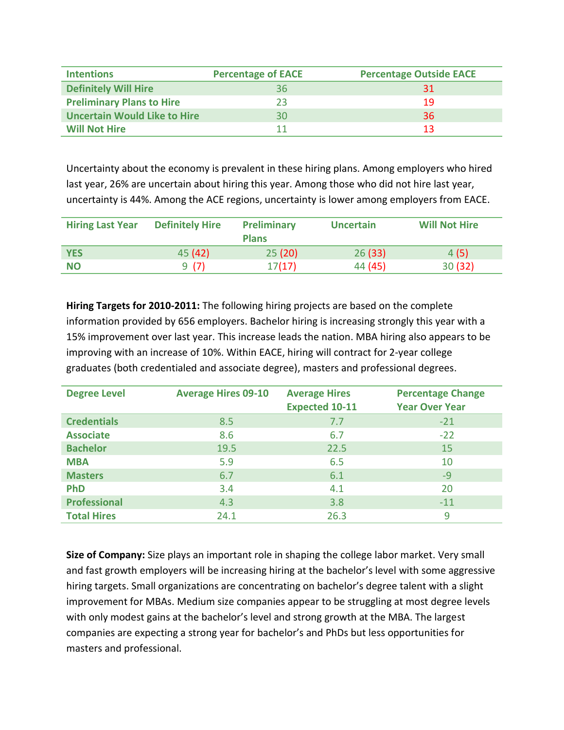| Intentions | Percentage of EACE | Percentage Outside EACE |
|---|---|---|
| Definitely Will Hire | 36 | 31 |
| Preliminary Plans to Hire | 23 | 19 |
| Uncertain Would Like to Hire | 30 | 36 |
| Will Not Hire | 11 | 13 |

Uncertainty about the economy is prevalent in these hiring plans. Among employers who hired last year, 26% are uncertain about hiring this year. Among those who did not hire last year, uncertainty is 44%. Among the ACE regions, uncertainty is lower among employers from EACE.

| Hiring Last Year | Definitely Hire | Preliminary Plans | Uncertain | Will Not Hire |
|---|---|---|---|---|
| YES | 45 (42) | 25 (20) | 26 (33) | 4 (5) |
| NO | 9 (7) | 17(17) | 44 (45) | 30 (32) |

**Hiring Targets for 2010-2011:** The following hiring projects are based on the complete information provided by 656 employers. Bachelor hiring is increasing strongly this year with a 15% improvement over last year. This increase leads the nation. MBA hiring also appears to be improving with an increase of 10%. Within EACE, hiring will contract for 2-year college graduates (both credentialed and associate degree), masters and professional degrees.

| Degree Level | Average Hires 09-10 | Average Hires Expected 10-11 | Percentage Change Year Over Year |
|---|---|---|---|
| Credentials | 8.5 | 7.7 | -21 |
| Associate | 8.6 | 6.7 | -22 |
| Bachelor | 19.5 | 22.5 | 15 |
| MBA | 5.9 | 6.5 | 10 |
| Masters | 6.7 | 6.1 | -9 |
| PhD | 3.4 | 4.1 | 20 |
| Professional | 4.3 | 3.8 | -11 |
| Total Hires | 24.1 | 26.3 | 9 |

**Size of Company:** Size plays an important role in shaping the college labor market. Very small and fast growth employers will be increasing hiring at the bachelor's level with some aggressive hiring targets. Small organizations are concentrating on bachelor's degree talent with a slight improvement for MBAs. Medium size companies appear to be struggling at most degree levels with only modest gains at the bachelor's level and strong growth at the MBA. The largest companies are expecting a strong year for bachelor's and PhDs but less opportunities for masters and professional.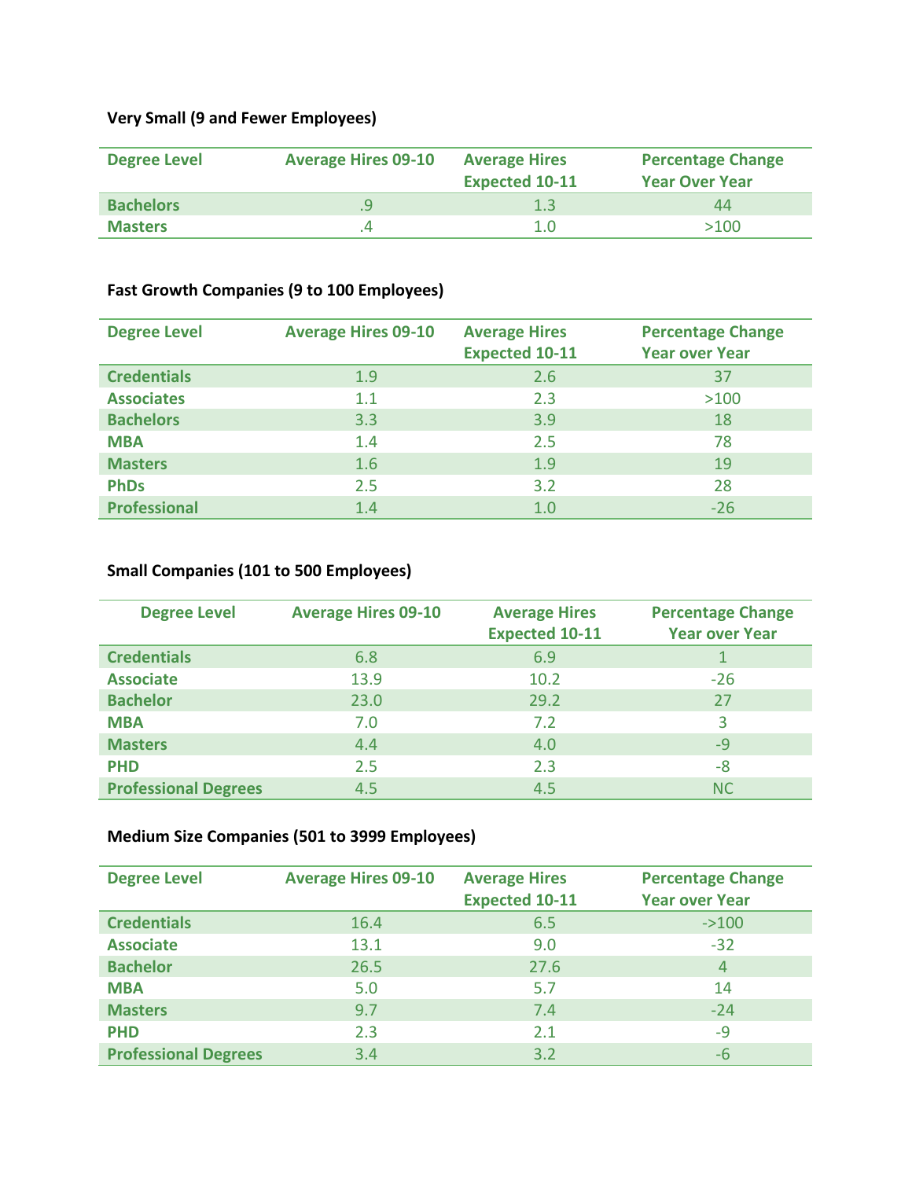### Very Small (9 and Fewer Employees)

| Degree Level | Average Hires 09-10 | Average Hires Expected 10-11 | Percentage Change Year Over Year |
|---|---|---|---|
| Bachelors | .9 | 1.3 | 44 |
| Masters | .4 | 1.0 | >100 |

### Fast Growth Companies (9 to 100 Employees)

| Degree Level | Average Hires 09-10 | Average Hires Expected 10-11 | Percentage Change Year over Year |
|---|---|---|---|
| Credentials | 1.9 | 2.6 | 37 |
| Associates | 1.1 | 2.3 | >100 |
| Bachelors | 3.3 | 3.9 | 18 |
| MBA | 1.4 | 2.5 | 78 |
| Masters | 1.6 | 1.9 | 19 |
| PhDs | 2.5 | 3.2 | 28 |
| Professional | 1.4 | 1.0 | -26 |

### Small Companies (101 to 500 Employees)

| Degree Level | Average Hires 09-10 | Average Hires Expected 10-11 | Percentage Change Year over Year |
|---|---|---|---|
| Credentials | 6.8 | 6.9 | 1 |
| Associate | 13.9 | 10.2 | -26 |
| Bachelor | 23.0 | 29.2 | 27 |
| MBA | 7.0 | 7.2 | 3 |
| Masters | 4.4 | 4.0 | -9 |
| PHD | 2.5 | 2.3 | -8 |
| Professional Degrees | 4.5 | 4.5 | NC |

### Medium Size Companies (501 to 3999 Employees)

| Degree Level | Average Hires 09-10 | Average Hires Expected 10-11 | Percentage Change Year over Year |
|---|---|---|---|
| Credentials | 16.4 | 6.5 | ->100 |
| Associate | 13.1 | 9.0 | -32 |
| Bachelor | 26.5 | 27.6 | 4 |
| MBA | 5.0 | 5.7 | 14 |
| Masters | 9.7 | 7.4 | -24 |
| PHD | 2.3 | 2.1 | -9 |
| Professional Degrees | 3.4 | 3.2 | -6 |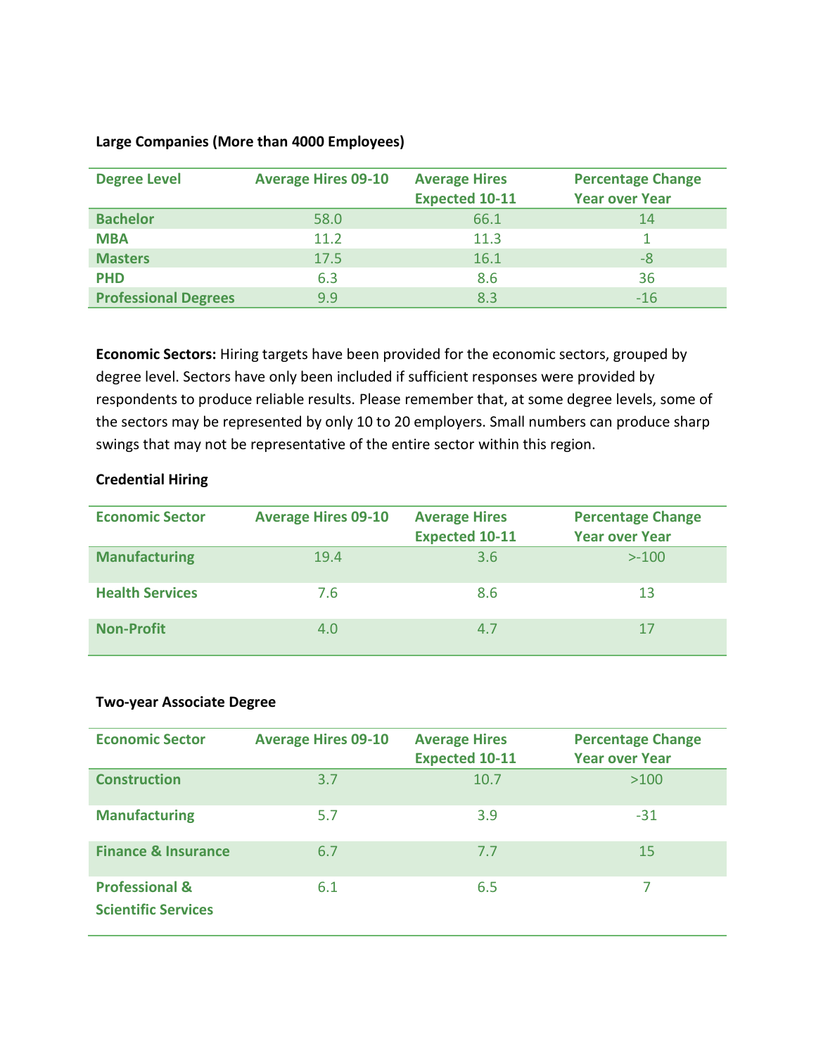**Large Companies (More than 4000 Employees)**

| Degree Level | Average Hires 09-10 | Average Hires Expected 10-11 | Percentage Change Year over Year |
|---|---|---|---|
| **Bachelor** | 58.0 | 66.1 | 14 |
| **MBA** | 11.2 | 11.3 | 1 |
| **Masters** | 17.5 | 16.1 | -8 |
| **PHD** | 6.3 | 8.6 | 36 |
| **Professional Degrees** | 9.9 | 8.3 | -16 |

**Economic Sectors:** Hiring targets have been provided for the economic sectors, grouped by degree level. Sectors have only been included if sufficient responses were provided by respondents to produce reliable results. Please remember that, at some degree levels, some of the sectors may be represented by only 10 to 20 employers. Small numbers can produce sharp swings that may not be representative of the entire sector within this region.

**Credential Hiring**

| Economic Sector | Average Hires 09-10 | Average Hires Expected 10-11 | Percentage Change Year over Year |
|---|---|---|---|
| **Manufacturing** | 19.4 | 3.6 | >-100 |
| **Health Services** | 7.6 | 8.6 | 13 |
| **Non-Profit** | 4.0 | 4.7 | 17 |

**Two-year Associate Degree**

| Economic Sector | Average Hires 09-10 | Average Hires Expected 10-11 | Percentage Change Year over Year |
|---|---|---|---|
| **Construction** | 3.7 | 10.7 | >100 |
| **Manufacturing** | 5.7 | 3.9 | -31 |
| **Finance & Insurance** | 6.7 | 7.7 | 15 |
| **Professional & Scientific Services** | 6.1 | 6.5 | 7 |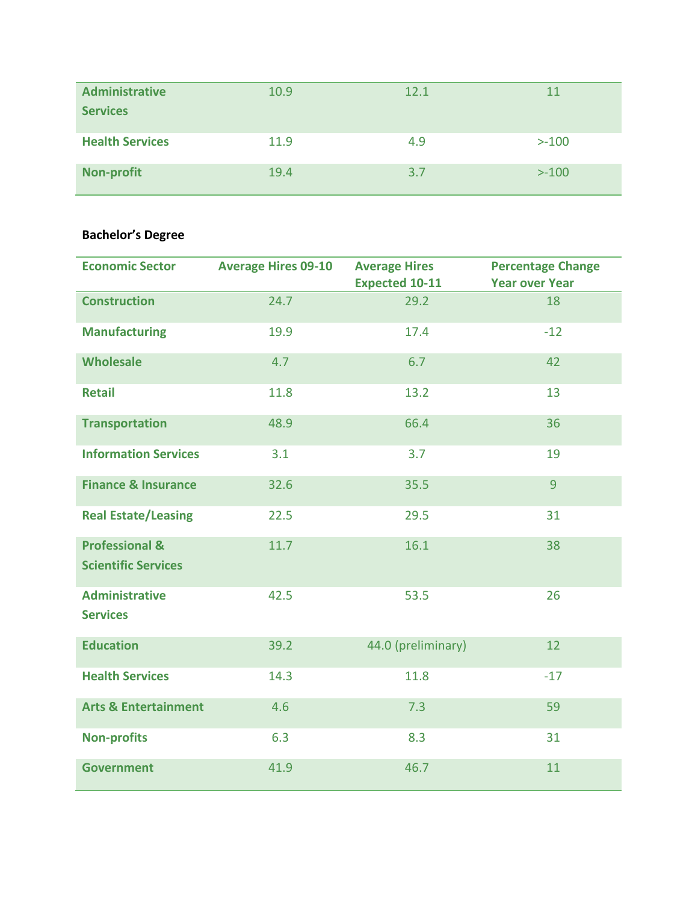| | | | |
|---|---|---|---|
| **Administrative Services** | 10.9 | 12.1 | 11 |
| **Health Services** | 11.9 | 4.9 | >-100 |
| **Non-profit** | 19.4 | 3.7 | >-100 |

**Bachelor's Degree**

| Economic Sector | Average Hires 09-10 | Average Hires Expected 10-11 | Percentage Change Year over Year |
|---|---|---|---|
| **Construction** | 24.7 | 29.2 | 18 |
| **Manufacturing** | 19.9 | 17.4 | -12 |
| **Wholesale** | 4.7 | 6.7 | 42 |
| **Retail** | 11.8 | 13.2 | 13 |
| **Transportation** | 48.9 | 66.4 | 36 |
| **Information Services** | 3.1 | 3.7 | 19 |
| **Finance & Insurance** | 32.6 | 35.5 | 9 |
| **Real Estate/Leasing** | 22.5 | 29.5 | 31 |
| **Professional & Scientific Services** | 11.7 | 16.1 | 38 |
| **Administrative Services** | 42.5 | 53.5 | 26 |
| **Education** | 39.2 | 44.0 (preliminary) | 12 |
| **Health Services** | 14.3 | 11.8 | -17 |
| **Arts & Entertainment** | 4.6 | 7.3 | 59 |
| **Non-profits** | 6.3 | 8.3 | 31 |
| **Government** | 41.9 | 46.7 | 11 |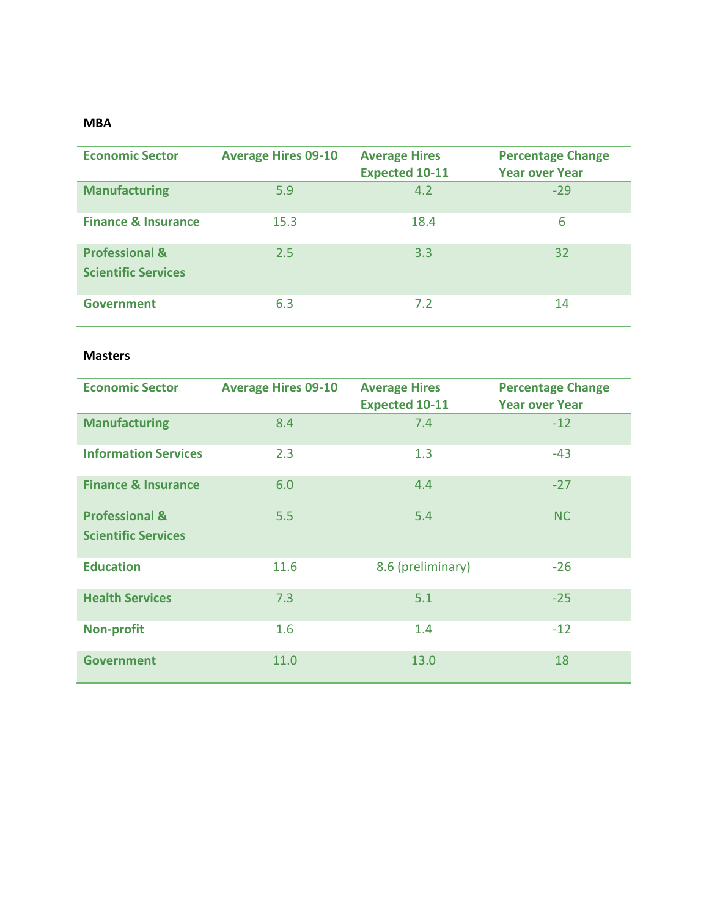**MBA**

| Economic Sector | Average Hires 09-10 | Average Hires Expected 10-11 | Percentage Change Year over Year |
| --- | --- | --- | --- |
| Manufacturing | 5.9 | 4.2 | -29 |
| Finance & Insurance | 15.3 | 18.4 | 6 |
| Professional & Scientific Services | 2.5 | 3.3 | 32 |
| Government | 6.3 | 7.2 | 14 |

**Masters**

| Economic Sector | Average Hires 09-10 | Average Hires Expected 10-11 | Percentage Change Year over Year |
| --- | --- | --- | --- |
| Manufacturing | 8.4 | 7.4 | -12 |
| Information Services | 2.3 | 1.3 | -43 |
| Finance & Insurance | 6.0 | 4.4 | -27 |
| Professional & Scientific Services | 5.5 | 5.4 | NC |
| Education | 11.6 | 8.6 (preliminary) | -26 |
| Health Services | 7.3 | 5.1 | -25 |
| Non-profit | 1.6 | 1.4 | -12 |
| Government | 11.0 | 13.0 | 18 |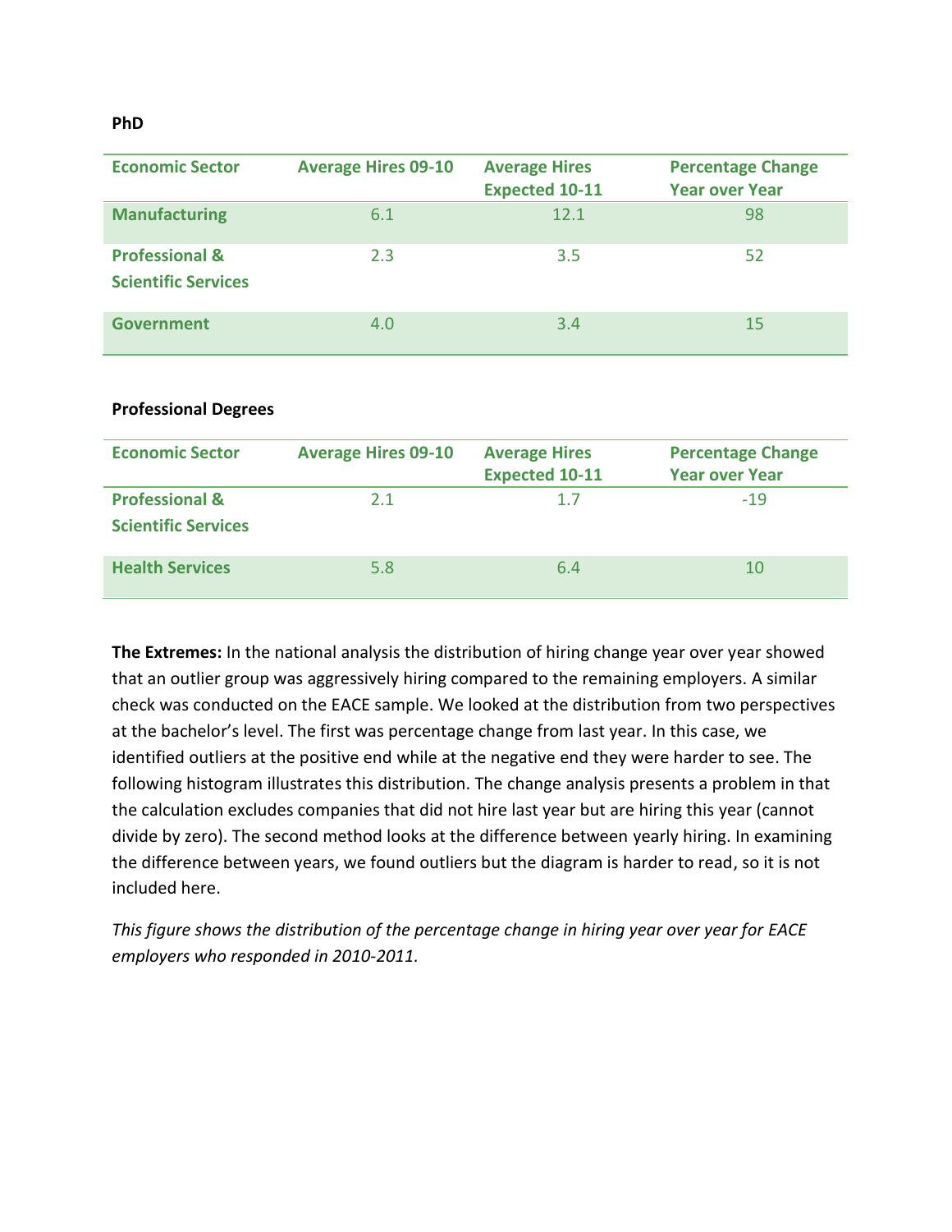**PhD**

| Economic Sector | Average Hires 09-10 | Average Hires Expected 10-11 | Percentage Change Year over Year |
|---|---|---|---|
| **Manufacturing** | 6.1 | 12.1 | 98 |
| **Professional & Scientific Services** | 2.3 | 3.5 | 52 |
| **Government** | 4.0 | 3.4 | 15 |

**Professional Degrees**

| Economic Sector | Average Hires 09-10 | Average Hires Expected 10-11 | Percentage Change Year over Year |
|---|---|---|---|
| **Professional & Scientific Services** | 2.1 | 1.7 | -19 |
| **Health Services** | 5.8 | 6.4 | 10 |

**The Extremes:** In the national analysis the distribution of hiring change year over year showed that an outlier group was aggressively hiring compared to the remaining employers. A similar check was conducted on the EACE sample. We looked at the distribution from two perspectives at the bachelor's level. The first was percentage change from last year. In this case, we identified outliers at the positive end while at the negative end they were harder to see. The following histogram illustrates this distribution. The change analysis presents a problem in that the calculation excludes companies that did not hire last year but are hiring this year (cannot divide by zero). The second method looks at the difference between yearly hiring. In examining the difference between years, we found outliers but the diagram is harder to read, so it is not included here.

*This figure shows the distribution of the percentage change in hiring year over year for EACE employers who responded in 2010-2011.*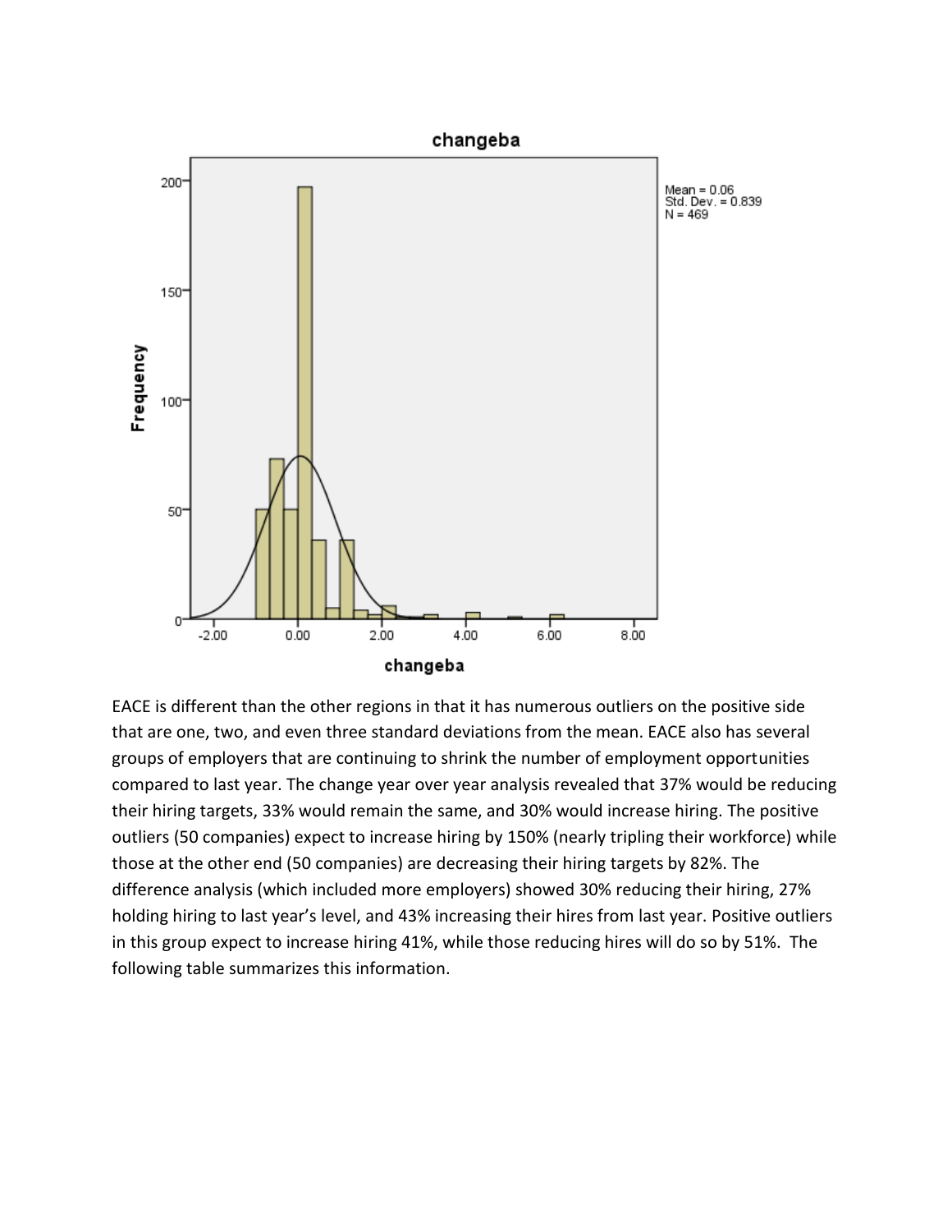EACE is different than the other regions in that it has numerous outliers on the positive side that are one, two, and even three standard deviations from the mean. EACE also has several groups of employers that are continuing to shrink the number of employment opportunities compared to last year. The change year over year analysis revealed that 37% would be reducing their hiring targets, 33% would remain the same, and 30% would increase hiring. The positive outliers (50 companies) expect to increase hiring by 150% (nearly tripling their workforce) while those at the other end (50 companies) are decreasing their hiring targets by 82%. The difference analysis (which included more employers) showed 30% reducing their hiring, 27% holding hiring to last year's level, and 43% increasing their hires from last year. Positive outliers in this group expect to increase hiring 41%, while those reducing hires will do so by 51%. The following table summarizes this information.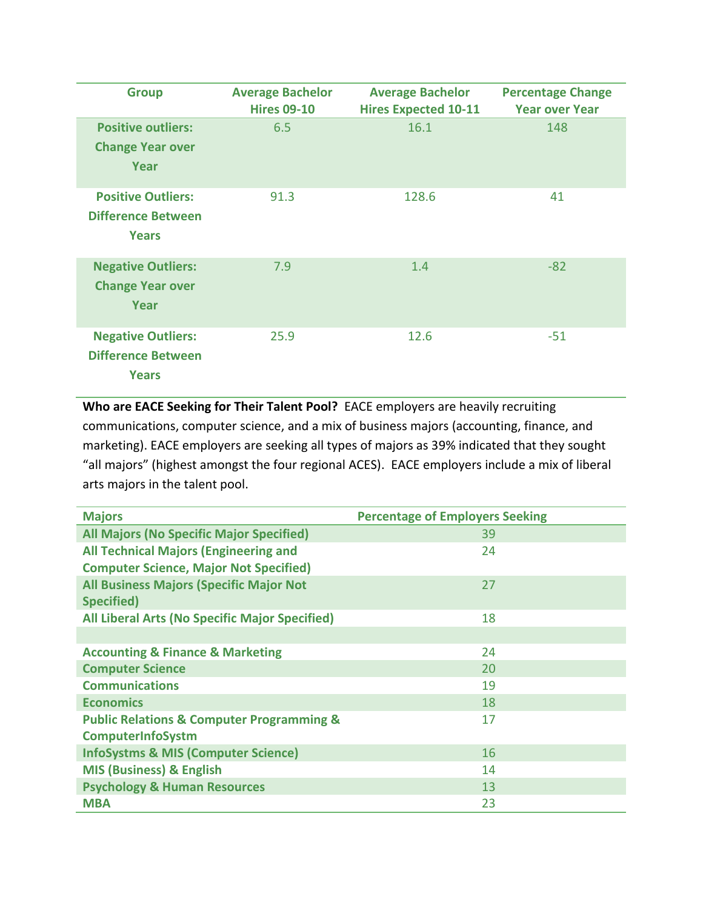| Group | Average Bachelor Hires 09-10 | Average Bachelor Hires Expected 10-11 | Percentage Change Year over Year |
|---|---|---|---|
| **Positive outliers: Change Year over Year** | 6.5 | 16.1 | 148 |
| **Positive Outliers: Difference Between Years** | 91.3 | 128.6 | 41 |
| **Negative Outliers: Change Year over Year** | 7.9 | 1.4 | -82 |
| **Negative Outliers: Difference Between Years** | 25.9 | 12.6 | -51 |

**Who are EACE Seeking for Their Talent Pool?** EACE employers are heavily recruiting communications, computer science, and a mix of business majors (accounting, finance, and marketing). EACE employers are seeking all types of majors as 39% indicated that they sought "all majors" (highest amongst the four regional ACES). EACE employers include a mix of liberal arts majors in the talent pool.

| Majors | Percentage of Employers Seeking |
|---|---|
| **All Majors (No Specific Major Specified)** | 39 |
| **All Technical Majors (Engineering and Computer Science, Major Not Specified)** | 24 |
| **All Business Majors (Specific Major Not Specified)** | 27 |
| **All Liberal Arts (No Specific Major Specified)** | 18 |
| | |
| **Accounting & Finance & Marketing** | 24 |
| **Computer Science** | 20 |
| **Communications** | 19 |
| **Economics** | 18 |
| **Public Relations & Computer Programming & ComputerInfoSystm** | 17 |
| **InfoSystms & MIS (Computer Science)** | 16 |
| **MIS (Business) & English** | 14 |
| **Psychology & Human Resources** | 13 |
| **MBA** | 23 |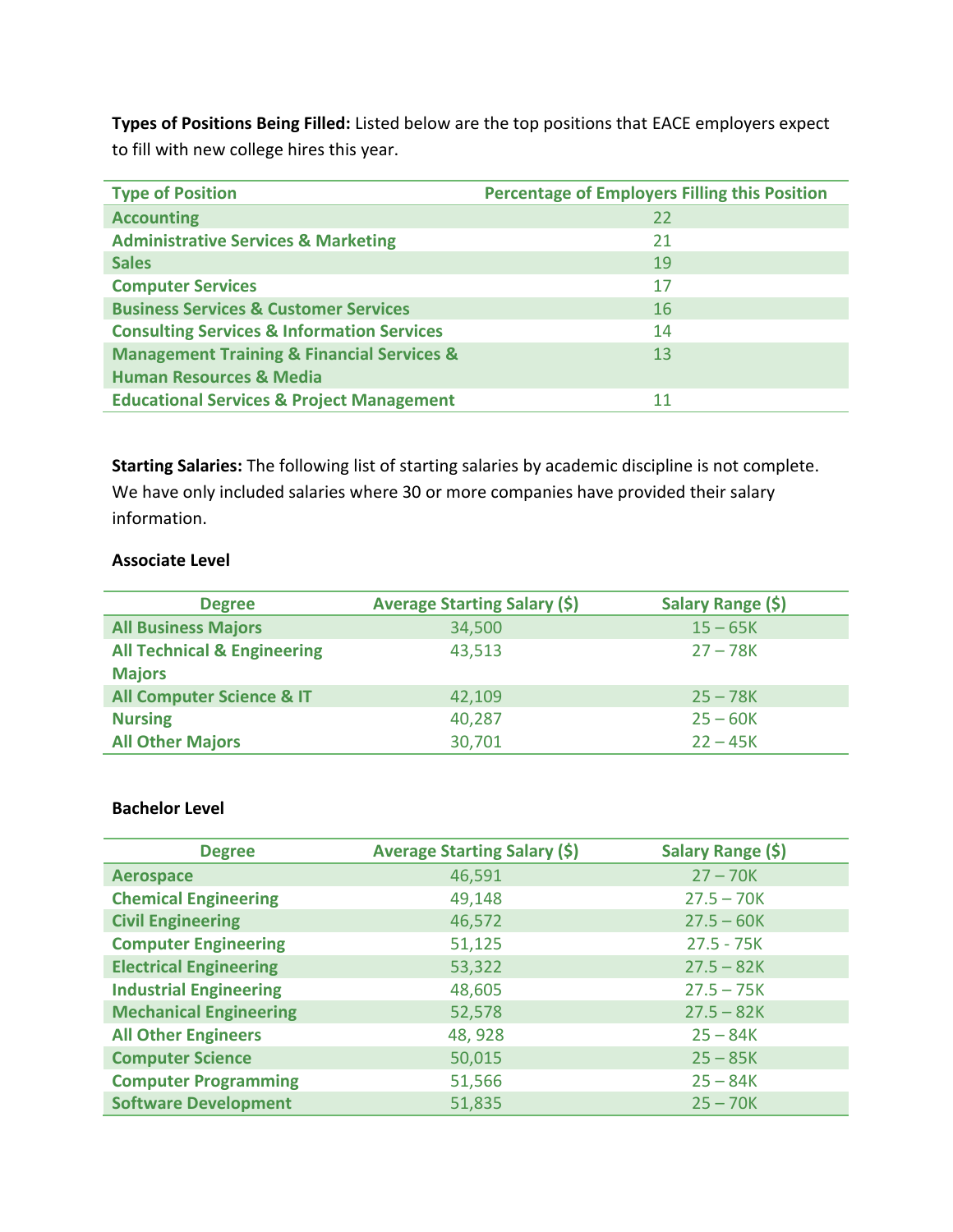**Types of Positions Being Filled:** Listed below are the top positions that EACE employers expect to fill with new college hires this year.

| Type of Position | Percentage of Employers Filling this Position |
|---|---|
| Accounting | 22 |
| Administrative Services & Marketing | 21 |
| Sales | 19 |
| Computer Services | 17 |
| Business Services & Customer Services | 16 |
| Consulting Services & Information Services | 14 |
| Management Training & Financial Services & Human Resources & Media | 13 |
| Educational Services & Project Management | 11 |

**Starting Salaries:** The following list of starting salaries by academic discipline is not complete. We have only included salaries where 30 or more companies have provided their salary information.

**Associate Level**

| Degree | Average Starting Salary ($) | Salary Range ($) |
|---|---|---|
| All Business Majors | 34,500 | 15 – 65K |
| All Technical & Engineering Majors | 43,513 | 27 – 78K |
| All Computer Science & IT | 42,109 | 25 – 78K |
| Nursing | 40,287 | 25 – 60K |
| All Other Majors | 30,701 | 22 – 45K |

**Bachelor Level**

| Degree | Average Starting Salary ($) | Salary Range ($) |
|---|---|---|
| Aerospace | 46,591 | 27 – 70K |
| Chemical Engineering | 49,148 | 27.5 – 70K |
| Civil Engineering | 46,572 | 27.5 – 60K |
| Computer Engineering | 51,125 | 27.5 - 75K |
| Electrical Engineering | 53,322 | 27.5 – 82K |
| Industrial Engineering | 48,605 | 27.5 – 75K |
| Mechanical Engineering | 52,578 | 27.5 – 82K |
| All Other Engineers | 48, 928 | 25 – 84K |
| Computer Science | 50,015 | 25 – 85K |
| Computer Programming | 51,566 | 25 – 84K |
| Software Development | 51,835 | 25 – 70K |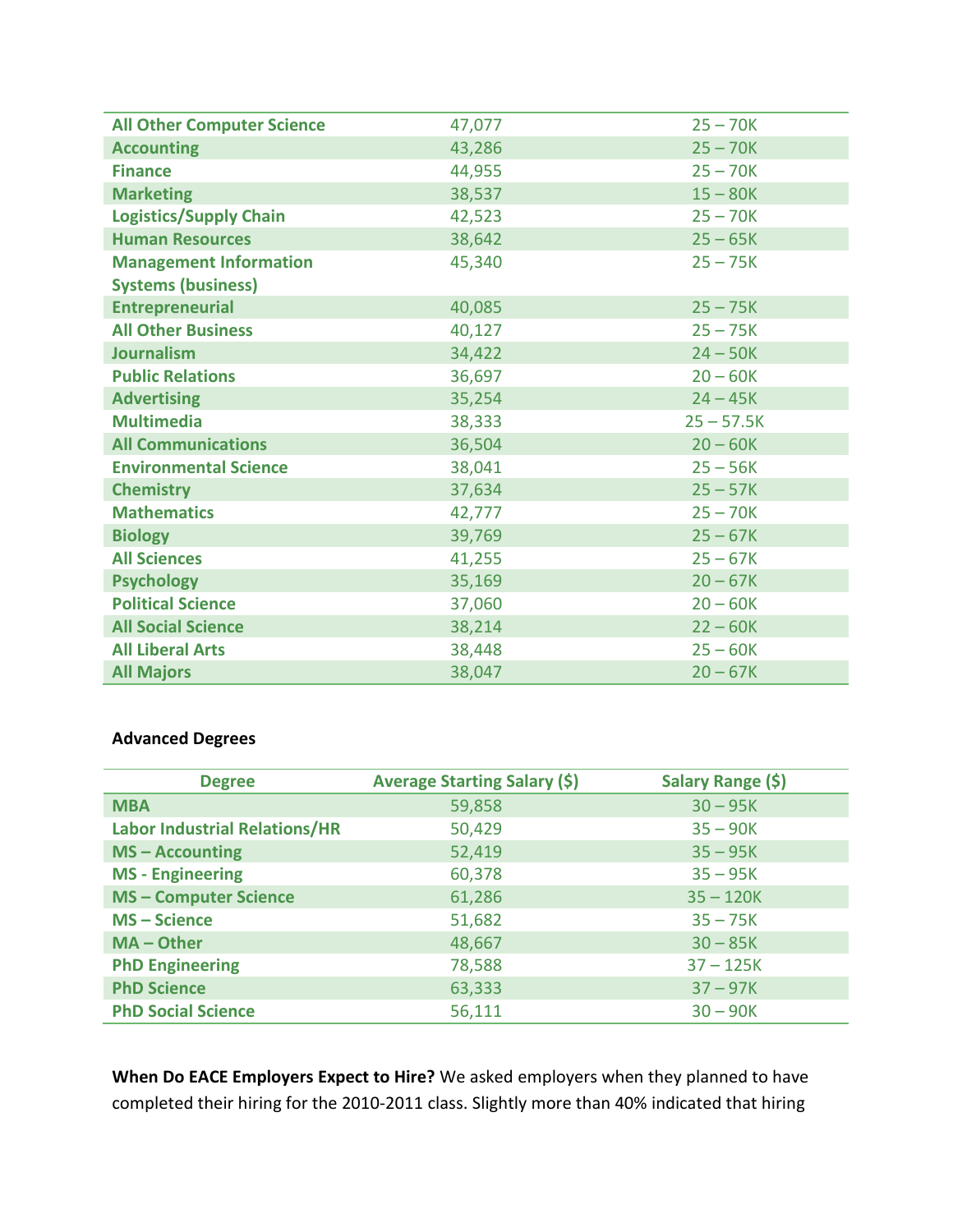| | | |
|---|---|---|
| **All Other Computer Science** | 47,077 | 25 – 70K |
| **Accounting** | 43,286 | 25 – 70K |
| **Finance** | 44,955 | 25 – 70K |
| **Marketing** | 38,537 | 15 – 80K |
| **Logistics/Supply Chain** | 42,523 | 25 – 70K |
| **Human Resources** | 38,642 | 25 – 65K |
| **Management Information Systems (business)** | 45,340 | 25 – 75K |
| **Entrepreneurial** | 40,085 | 25 – 75K |
| **All Other Business** | 40,127 | 25 – 75K |
| **Journalism** | 34,422 | 24 – 50K |
| **Public Relations** | 36,697 | 20 – 60K |
| **Advertising** | 35,254 | 24 – 45K |
| **Multimedia** | 38,333 | 25 – 57.5K |
| **All Communications** | 36,504 | 20 – 60K |
| **Environmental Science** | 38,041 | 25 – 56K |
| **Chemistry** | 37,634 | 25 – 57K |
| **Mathematics** | 42,777 | 25 – 70K |
| **Biology** | 39,769 | 25 – 67K |
| **All Sciences** | 41,255 | 25 – 67K |
| **Psychology** | 35,169 | 20 – 67K |
| **Political Science** | 37,060 | 20 – 60K |
| **All Social Science** | 38,214 | 22 – 60K |
| **All Liberal Arts** | 38,448 | 25 – 60K |
| **All Majors** | 38,047 | 20 – 67K |

**Advanced Degrees**

| Degree | Average Starting Salary ($) | Salary Range ($) |
|---|---|---|
| **MBA** | 59,858 | 30 – 95K |
| **Labor Industrial Relations/HR** | 50,429 | 35 – 90K |
| **MS – Accounting** | 52,419 | 35 – 95K |
| **MS - Engineering** | 60,378 | 35 – 95K |
| **MS – Computer Science** | 61,286 | 35 – 120K |
| **MS – Science** | 51,682 | 35 – 75K |
| **MA – Other** | 48,667 | 30 – 85K |
| **PhD Engineering** | 78,588 | 37 – 125K |
| **PhD Science** | 63,333 | 37 – 97K |
| **PhD Social Science** | 56,111 | 30 – 90K |

**When Do EACE Employers Expect to Hire?** We asked employers when they planned to have completed their hiring for the 2010-2011 class. Slightly more than 40% indicated that hiring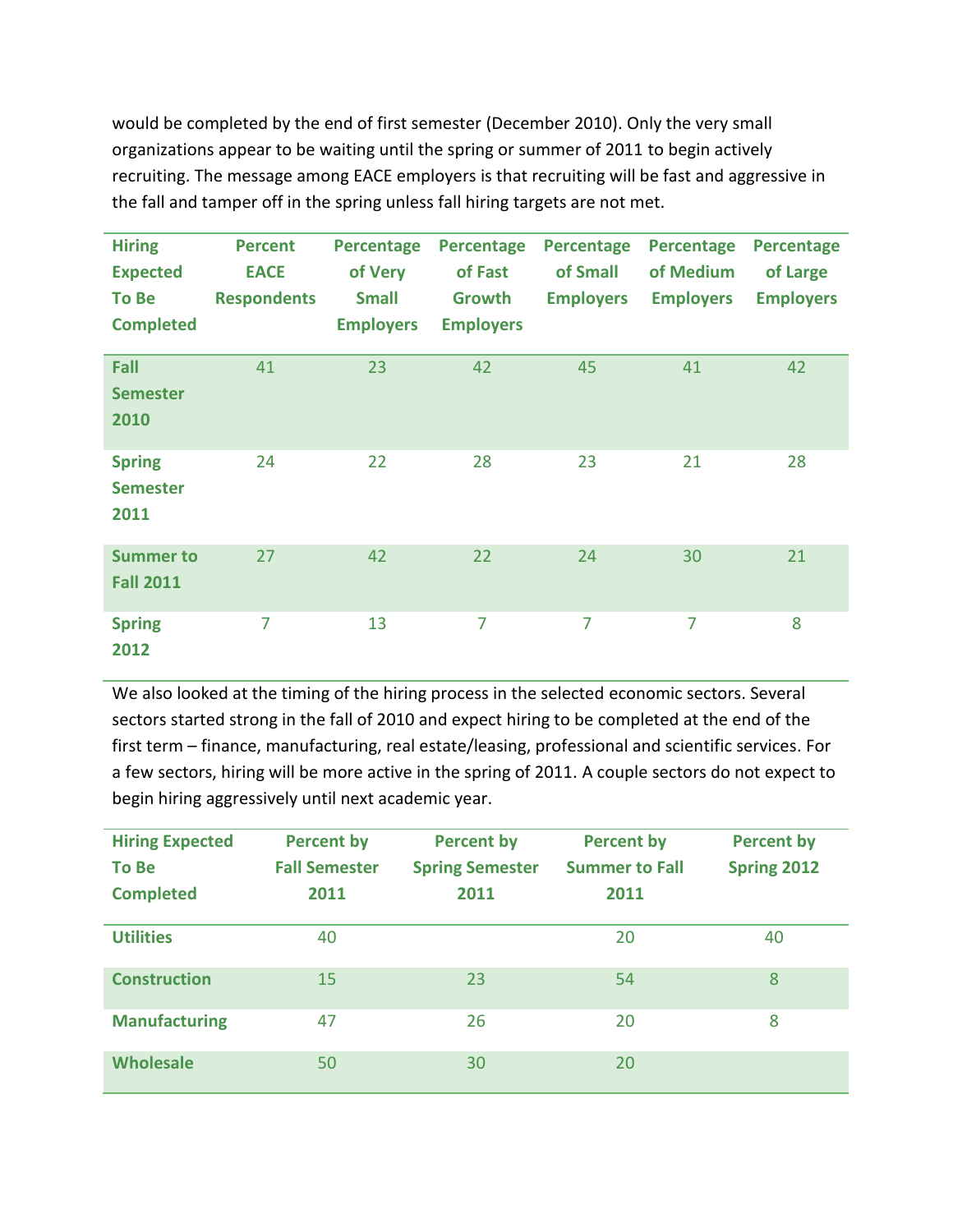would be completed by the end of first semester (December 2010). Only the very small organizations appear to be waiting until the spring or summer of 2011 to begin actively recruiting. The message among EACE employers is that recruiting will be fast and aggressive in the fall and tamper off in the spring unless fall hiring targets are not met.

| Hiring Expected To Be Completed | Percent EACE Respondents | Percentage of Very Small Employers | Percentage of Fast Growth Employers | Percentage of Small Employers | Percentage of Medium Employers | Percentage of Large Employers |
|---|---|---|---|---|---|---|
| Fall Semester 2010 | 41 | 23 | 42 | 45 | 41 | 42 |
| Spring Semester 2011 | 24 | 22 | 28 | 23 | 21 | 28 |
| Summer to Fall 2011 | 27 | 42 | 22 | 24 | 30 | 21 |
| Spring 2012 | 7 | 13 | 7 | 7 | 7 | 8 |

We also looked at the timing of the hiring process in the selected economic sectors. Several sectors started strong in the fall of 2010 and expect hiring to be completed at the end of the first term – finance, manufacturing, real estate/leasing, professional and scientific services. For a few sectors, hiring will be more active in the spring of 2011. A couple sectors do not expect to begin hiring aggressively until next academic year.

| Hiring Expected To Be Completed | Percent by Fall Semester 2011 | Percent by Spring Semester 2011 | Percent by Summer to Fall 2011 | Percent by Spring 2012 |
|---|---|---|---|---|
| Utilities | 40 | | 20 | 40 |
| Construction | 15 | 23 | 54 | 8 |
| Manufacturing | 47 | 26 | 20 | 8 |
| Wholesale | 50 | 30 | 20 | |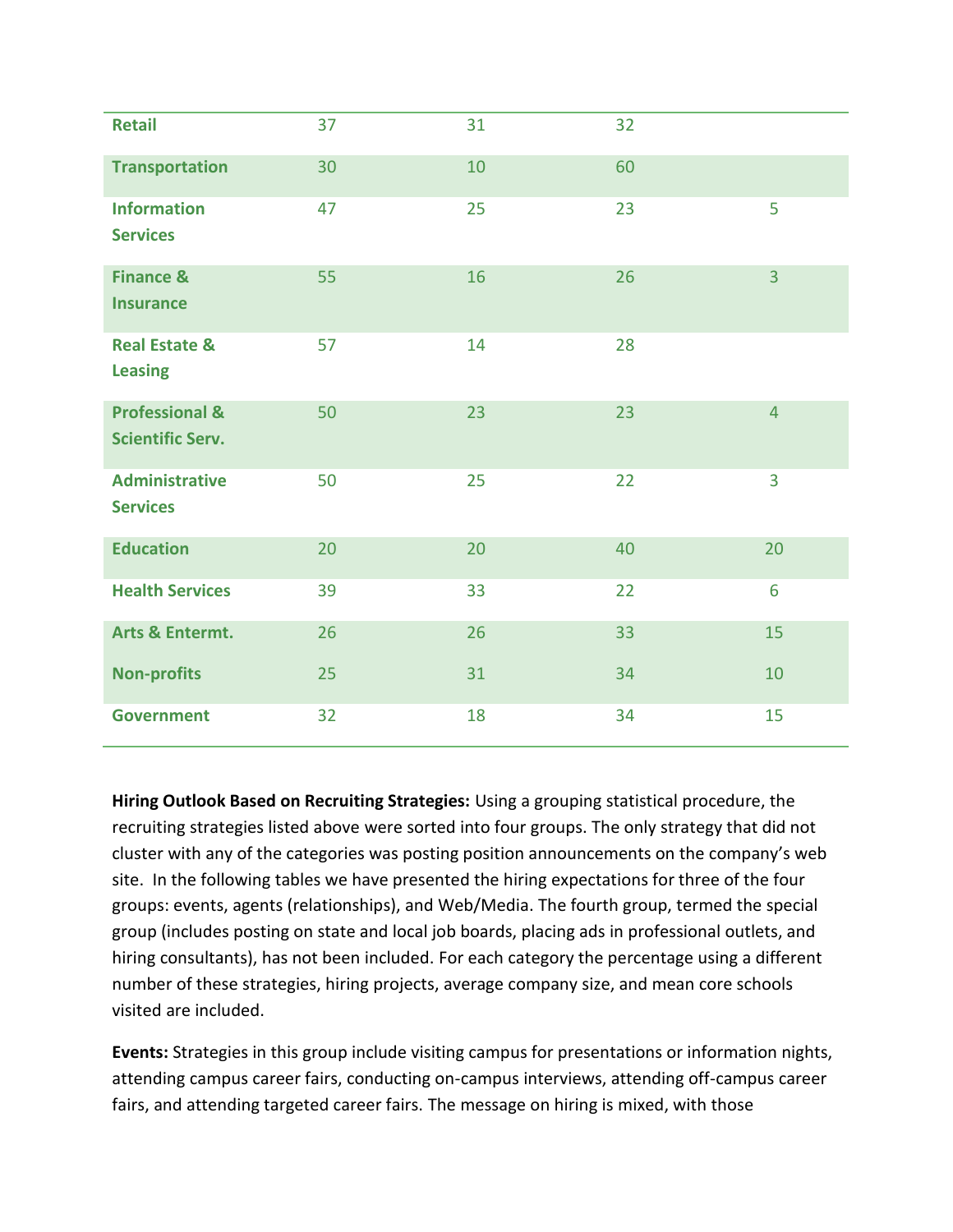| | | | | |
|---|---|---|---|---|
| **Retail** | 37 | 31 | 32 | |
| **Transportation** | 30 | 10 | 60 | |
| **Information Services** | 47 | 25 | 23 | 5 |
| **Finance & Insurance** | 55 | 16 | 26 | 3 |
| **Real Estate & Leasing** | 57 | 14 | 28 | |
| **Professional & Scientific Serv.** | 50 | 23 | 23 | 4 |
| **Administrative Services** | 50 | 25 | 22 | 3 |
| **Education** | 20 | 20 | 40 | 20 |
| **Health Services** | 39 | 33 | 22 | 6 |
| **Arts & Entermt.** | 26 | 26 | 33 | 15 |
| **Non-profits** | 25 | 31 | 34 | 10 |
| **Government** | 32 | 18 | 34 | 15 |

**Hiring Outlook Based on Recruiting Strategies:** Using a grouping statistical procedure, the recruiting strategies listed above were sorted into four groups. The only strategy that did not cluster with any of the categories was posting position announcements on the company's web site. In the following tables we have presented the hiring expectations for three of the four groups: events, agents (relationships), and Web/Media. The fourth group, termed the special group (includes posting on state and local job boards, placing ads in professional outlets, and hiring consultants), has not been included. For each category the percentage using a different number of these strategies, hiring projects, average company size, and mean core schools visited are included.

**Events:** Strategies in this group include visiting campus for presentations or information nights, attending campus career fairs, conducting on-campus interviews, attending off-campus career fairs, and attending targeted career fairs. The message on hiring is mixed, with those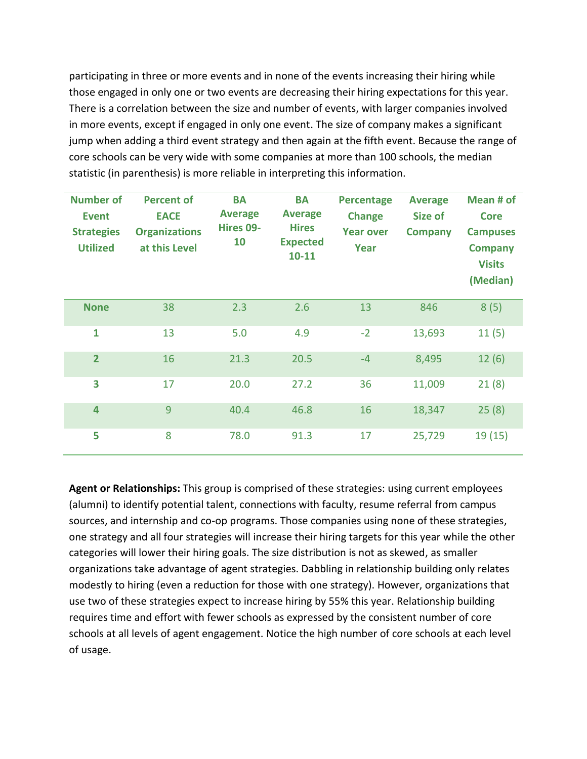participating in three or more events and in none of the events increasing their hiring while those engaged in only one or two events are decreasing their hiring expectations for this year. There is a correlation between the size and number of events, with larger companies involved in more events, except if engaged in only one event. The size of company makes a significant jump when adding a third event strategy and then again at the fifth event. Because the range of core schools can be very wide with some companies at more than 100 schools, the median statistic (in parenthesis) is more reliable in interpreting this information.

| Number of Event Strategies Utilized | Percent of EACE Organizations at this Level | BA Average Hires 09-10 | BA Average Hires Expected 10-11 | Percentage Change Year over Year | Average Size of Company | Mean # of Core Campuses Company Visits (Median) |
|---|---|---|---|---|---|---|
| None | 38 | 2.3 | 2.6 | 13 | 846 | 8 (5) |
| 1 | 13 | 5.0 | 4.9 | -2 | 13,693 | 11 (5) |
| 2 | 16 | 21.3 | 20.5 | -4 | 8,495 | 12 (6) |
| 3 | 17 | 20.0 | 27.2 | 36 | 11,009 | 21 (8) |
| 4 | 9 | 40.4 | 46.8 | 16 | 18,347 | 25 (8) |
| 5 | 8 | 78.0 | 91.3 | 17 | 25,729 | 19 (15) |

**Agent or Relationships:** This group is comprised of these strategies: using current employees (alumni) to identify potential talent, connections with faculty, resume referral from campus sources, and internship and co-op programs. Those companies using none of these strategies, one strategy and all four strategies will increase their hiring targets for this year while the other categories will lower their hiring goals. The size distribution is not as skewed, as smaller organizations take advantage of agent strategies. Dabbling in relationship building only relates modestly to hiring (even a reduction for those with one strategy). However, organizations that use two of these strategies expect to increase hiring by 55% this year. Relationship building requires time and effort with fewer schools as expressed by the consistent number of core schools at all levels of agent engagement. Notice the high number of core schools at each level of usage.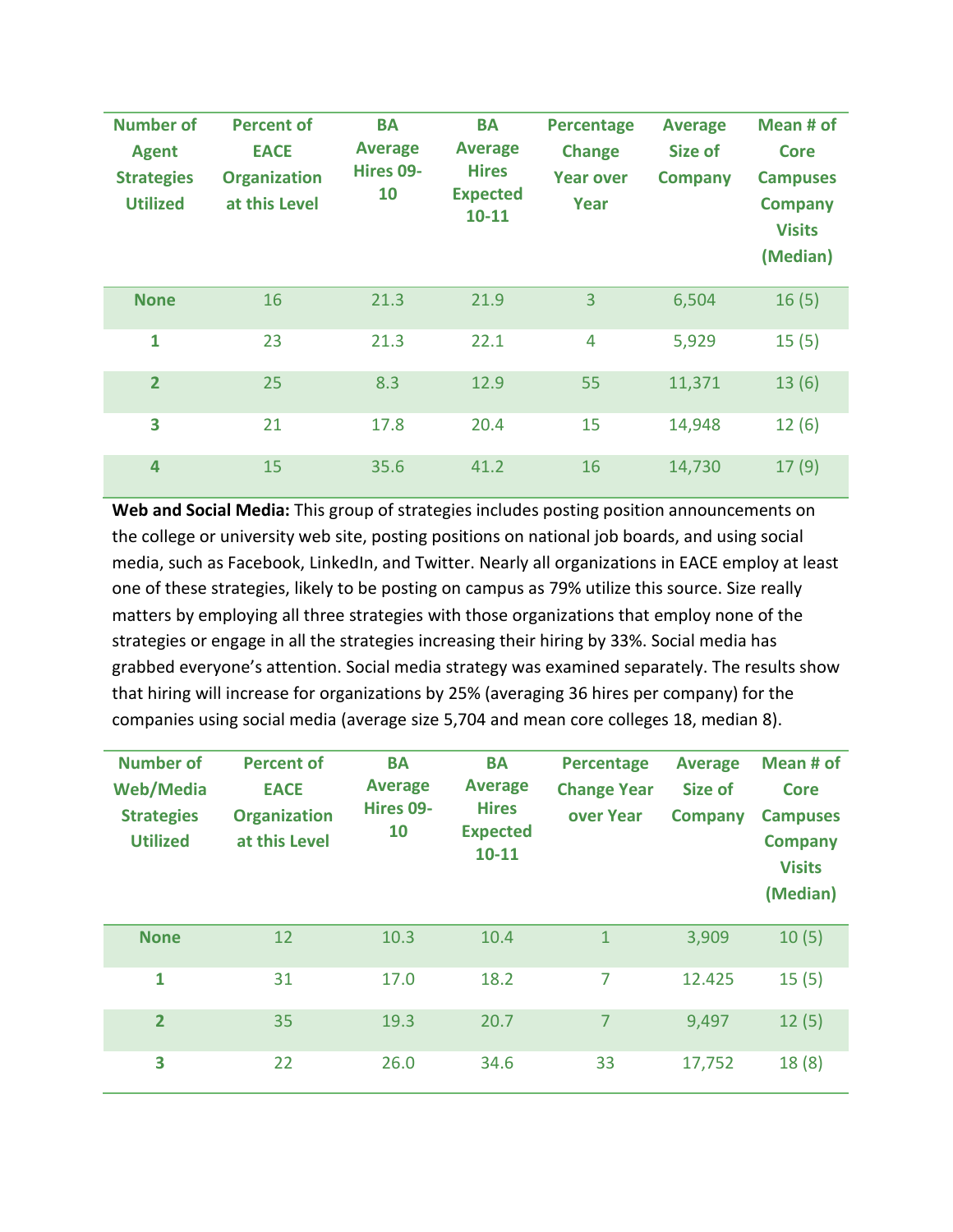| Number of Agent Strategies Utilized | Percent of EACE Organization at this Level | BA Average Hires 09-10 | BA Average Hires Expected 10-11 | Percentage Change Year over Year | Average Size of Company | Mean # of Core Campuses Company Visits (Median) |
|---|---|---|---|---|---|---|
| **None** | 16 | 21.3 | 21.9 | 3 | 6,504 | 16 (5) |
| **1** | 23 | 21.3 | 22.1 | 4 | 5,929 | 15 (5) |
| **2** | 25 | 8.3 | 12.9 | 55 | 11,371 | 13 (6) |
| **3** | 21 | 17.8 | 20.4 | 15 | 14,948 | 12 (6) |
| **4** | 15 | 35.6 | 41.2 | 16 | 14,730 | 17 (9) |

**Web and Social Media:** This group of strategies includes posting position announcements on the college or university web site, posting positions on national job boards, and using social media, such as Facebook, LinkedIn, and Twitter. Nearly all organizations in EACE employ at least one of these strategies, likely to be posting on campus as 79% utilize this source. Size really matters by employing all three strategies with those organizations that employ none of the strategies or engage in all the strategies increasing their hiring by 33%. Social media has grabbed everyone's attention. Social media strategy was examined separately. The results show that hiring will increase for organizations by 25% (averaging 36 hires per company) for the companies using social media (average size 5,704 and mean core colleges 18, median 8).

| Number of Web/Media Strategies Utilized | Percent of EACE Organization at this Level | BA Average Hires 09-10 | BA Average Hires Expected 10-11 | Percentage Change Year over Year | Average Size of Company | Mean # of Core Campuses Company Visits (Median) |
|---|---|---|---|---|---|---|
| **None** | 12 | 10.3 | 10.4 | 1 | 3,909 | 10 (5) |
| **1** | 31 | 17.0 | 18.2 | 7 | 12.425 | 15 (5) |
| **2** | 35 | 19.3 | 20.7 | 7 | 9,497 | 12 (5) |
| **3** | 22 | 26.0 | 34.6 | 33 | 17,752 | 18 (8) |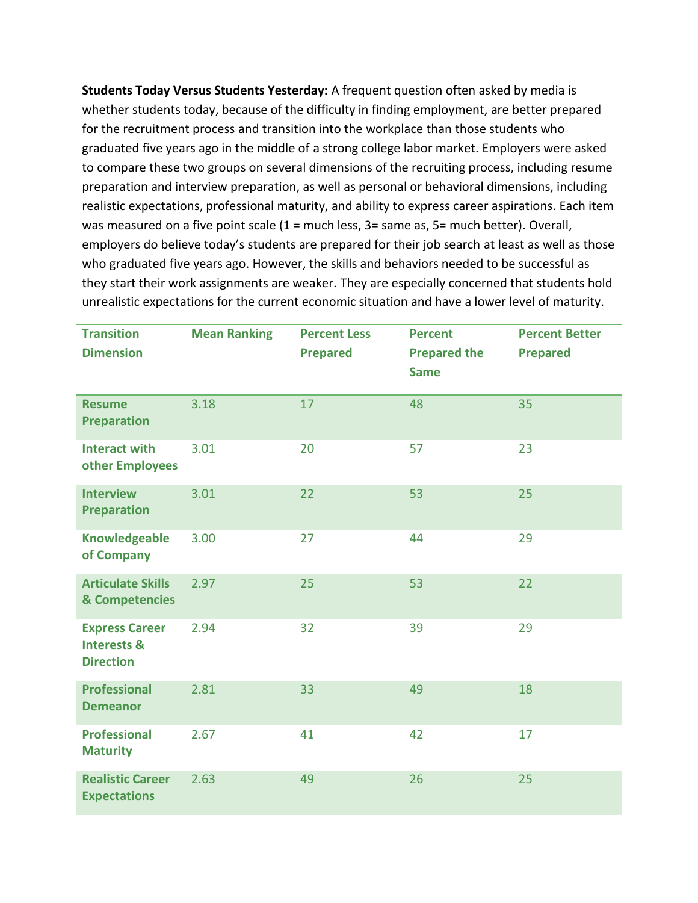**Students Today Versus Students Yesterday:** A frequent question often asked by media is whether students today, because of the difficulty in finding employment, are better prepared for the recruitment process and transition into the workplace than those students who graduated five years ago in the middle of a strong college labor market. Employers were asked to compare these two groups on several dimensions of the recruiting process, including resume preparation and interview preparation, as well as personal or behavioral dimensions, including realistic expectations, professional maturity, and ability to express career aspirations. Each item was measured on a five point scale (1 = much less, 3= same as, 5= much better). Overall, employers do believe today's students are prepared for their job search at least as well as those who graduated five years ago. However, the skills and behaviors needed to be successful as they start their work assignments are weaker. They are especially concerned that students hold unrealistic expectations for the current economic situation and have a lower level of maturity.

| Transition Dimension | Mean Ranking | Percent Less Prepared | Percent Prepared the Same | Percent Better Prepared |
|---|---|---|---|---|
| Resume Preparation | 3.18 | 17 | 48 | 35 |
| Interact with other Employees | 3.01 | 20 | 57 | 23 |
| Interview Preparation | 3.01 | 22 | 53 | 25 |
| Knowledgeable of Company | 3.00 | 27 | 44 | 29 |
| Articulate Skills & Competencies | 2.97 | 25 | 53 | 22 |
| Express Career Interests & Direction | 2.94 | 32 | 39 | 29 |
| Professional Demeanor | 2.81 | 33 | 49 | 18 |
| Professional Maturity | 2.67 | 41 | 42 | 17 |
| Realistic Career Expectations | 2.63 | 49 | 26 | 25 |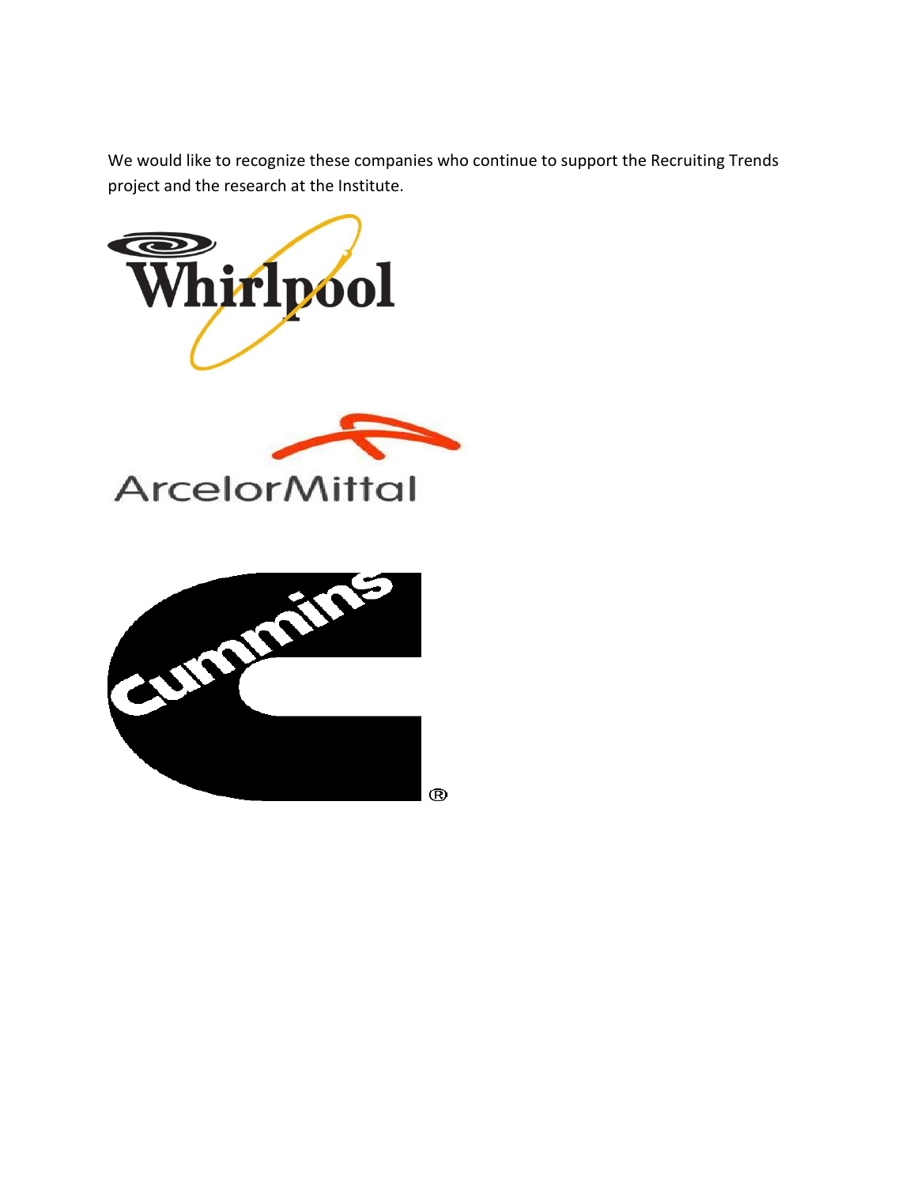We would like to recognize these companies who continue to support the Recruiting Trends project and the research at the Institute.

Whirlpool

ArcelorMittal

Cummins